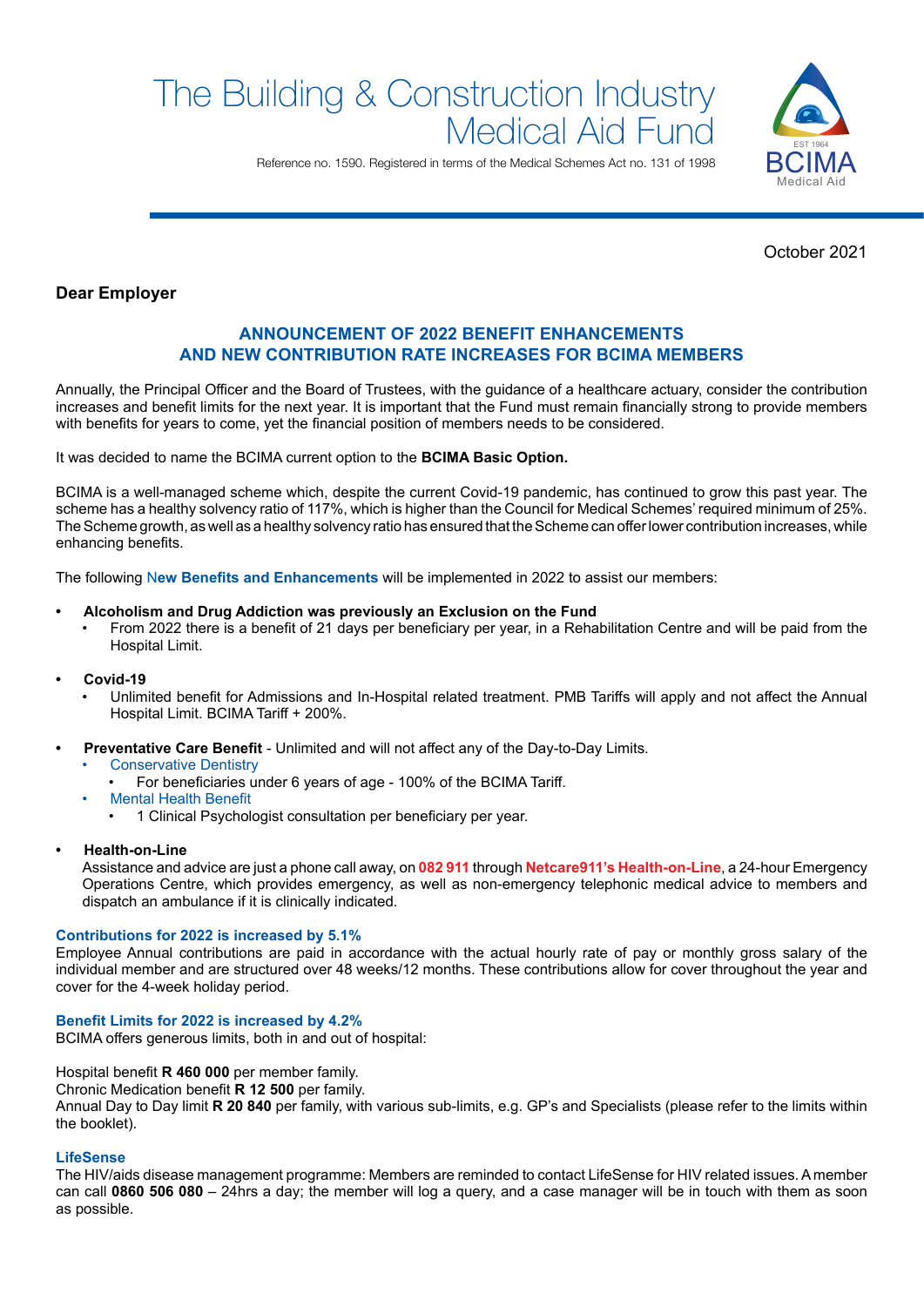# The Building & Construction Industry Medical Aid Fund

Reference no. 1590. Registered in terms of the Medical Schemes Act no. 131 of 1998

EST 1964
BCIMA
Medical Aid

October 2021

**Dear Employer**

## ANNOUNCEMENT OF 2022 BENEFIT ENHANCEMENTS AND NEW CONTRIBUTION RATE INCREASES FOR BCIMA MEMBERS

Annually, the Principal Officer and the Board of Trustees, with the guidance of a healthcare actuary, consider the contribution increases and benefit limits for the next year. It is important that the Fund must remain financially strong to provide members with benefits for years to come, yet the financial position of members needs to be considered.

It was decided to name the BCIMA current option to the **BCIMA Basic Option.**

BCIMA is a well-managed scheme which, despite the current Covid-19 pandemic, has continued to grow this past year. The scheme has a healthy solvency ratio of 117%, which is higher than the Council for Medical Schemes' required minimum of 25%. The Scheme growth, as well as a healthy solvency ratio has ensured that the Scheme can offer lower contribution increases, while enhancing benefits.

The following New Benefits and Enhancements will be implemented in 2022 to assist our members:

- **Alcoholism and Drug Addiction was previously an Exclusion on the Fund**
  - From 2022 there is a benefit of 21 days per beneficiary per year, in a Rehabilitation Centre and will be paid from the Hospital Limit.
- **Covid-19**
  - Unlimited benefit for Admissions and In-Hospital related treatment. PMB Tariffs will apply and not affect the Annual Hospital Limit. BCIMA Tariff + 200%.
- **Preventative Care Benefit** - Unlimited and will not affect any of the Day-to-Day Limits.
  - Conservative Dentistry
    - For beneficiaries under 6 years of age - 100% of the BCIMA Tariff.
  - Mental Health Benefit
    - 1 Clinical Psychologist consultation per beneficiary per year.
- **Health-on-Line**
  Assistance and advice are just a phone call away, on **082 911** through **Netcare911's Health-on-Line**, a 24-hour Emergency Operations Centre, which provides emergency, as well as non-emergency telephonic medical advice to members and dispatch an ambulance if it is clinically indicated.

### Contributions for 2022 is increased by 5.1%

Employee Annual contributions are paid in accordance with the actual hourly rate of pay or monthly gross salary of the individual member and are structured over 48 weeks/12 months. These contributions allow for cover throughout the year and cover for the 4-week holiday period.

### Benefit Limits for 2022 is increased by 4.2%

BCIMA offers generous limits, both in and out of hospital:

Hospital benefit **R 460 000** per member family.
Chronic Medication benefit **R 12 500** per family.
Annual Day to Day limit **R 20 840** per family, with various sub-limits, e.g. GP's and Specialists (please refer to the limits within the booklet).

### LifeSense

The HIV/aids disease management programme: Members are reminded to contact LifeSense for HIV related issues. A member can call **0860 506 080** – 24hrs a day; the member will log a query, and a case manager will be in touch with them as soon as possible.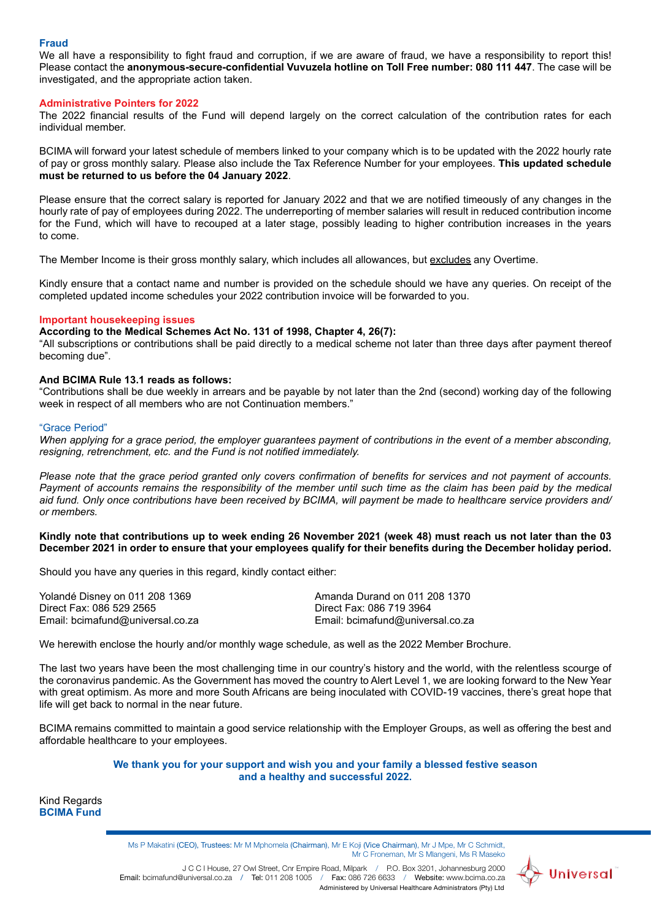## Fraud

We all have a responsibility to fight fraud and corruption, if we are aware of fraud, we have a responsibility to report this! Please contact the **anonymous-secure-confidential Vuvuzela hotline on Toll Free number: 080 111 447**. The case will be investigated, and the appropriate action taken.

## Administrative Pointers for 2022

The 2022 financial results of the Fund will depend largely on the correct calculation of the contribution rates for each individual member.

BCIMA will forward your latest schedule of members linked to your company which is to be updated with the 2022 hourly rate of pay or gross monthly salary. Please also include the Tax Reference Number for your employees. **This updated schedule must be returned to us before the 04 January 2022**.

Please ensure that the correct salary is reported for January 2022 and that we are notified timeously of any changes in the hourly rate of pay of employees during 2022. The underreporting of member salaries will result in reduced contribution income for the Fund, which will have to recouped at a later stage, possibly leading to higher contribution increases in the years to come.

The Member Income is their gross monthly salary, which includes all allowances, but excludes any Overtime.

Kindly ensure that a contact name and number is provided on the schedule should we have any queries. On receipt of the completed updated income schedules your 2022 contribution invoice will be forwarded to you.

## Important housekeeping issues

**According to the Medical Schemes Act No. 131 of 1998, Chapter 4, 26(7):**

"All subscriptions or contributions shall be paid directly to a medical scheme not later than three days after payment thereof becoming due".

**And BCIMA Rule 13.1 reads as follows:**

"Contributions shall be due weekly in arrears and be payable by not later than the 2nd (second) working day of the following week in respect of all members who are not Continuation members."

"Grace Period"

*When applying for a grace period, the employer guarantees payment of contributions in the event of a member absconding, resigning, retrenchment, etc. and the Fund is not notified immediately.*

*Please note that the grace period granted only covers confirmation of benefits for services and not payment of accounts. Payment of accounts remains the responsibility of the member until such time as the claim has been paid by the medical aid fund. Only once contributions have been received by BCIMA, will payment be made to healthcare service providers and/or members.*

**Kindly note that contributions up to week ending 26 November 2021 (week 48) must reach us not later than the 03 December 2021 in order to ensure that your employees qualify for their benefits during the December holiday period.**

Should you have any queries in this regard, kindly contact either:

Yolandé Disney on 011 208 1369
Direct Fax: 086 529 2565
Email: bcimafund@universal.co.za

Amanda Durand on 011 208 1370
Direct Fax: 086 719 3964
Email: bcimafund@universal.co.za

We herewith enclose the hourly and/or monthly wage schedule, as well as the 2022 Member Brochure.

The last two years have been the most challenging time in our country's history and the world, with the relentless scourge of the coronavirus pandemic. As the Government has moved the country to Alert Level 1, we are looking forward to the New Year with great optimism. As more and more South Africans are being inoculated with COVID-19 vaccines, there's great hope that life will get back to normal in the near future.

BCIMA remains committed to maintain a good service relationship with the Employer Groups, as well as offering the best and affordable healthcare to your employees.

**We thank you for your support and wish you and your family a blessed festive season and a healthy and successful 2022.**

Kind Regards
**BCIMA Fund**

Ms P Makatini (CEO), Trustees: Mr M Mphomela (Chairman), Mr E Koji (Vice Chairman), Mr J Mpe, Mr C Schmidt, Mr C Froneman, Mr S Mlangeni, Ms R Maseko

J C C I House, 27 Owl Street, Cnr Empire Road, Milpark / P.O. Box 3201, Johannesburg 2000
Email: bcimafund@universal.co.za / Tel: 011 208 1005 / Fax: 086 726 6633 / Website: www.bcima.co.za
Administered by Universal Healthcare Administrators (Pty) Ltd

Universal